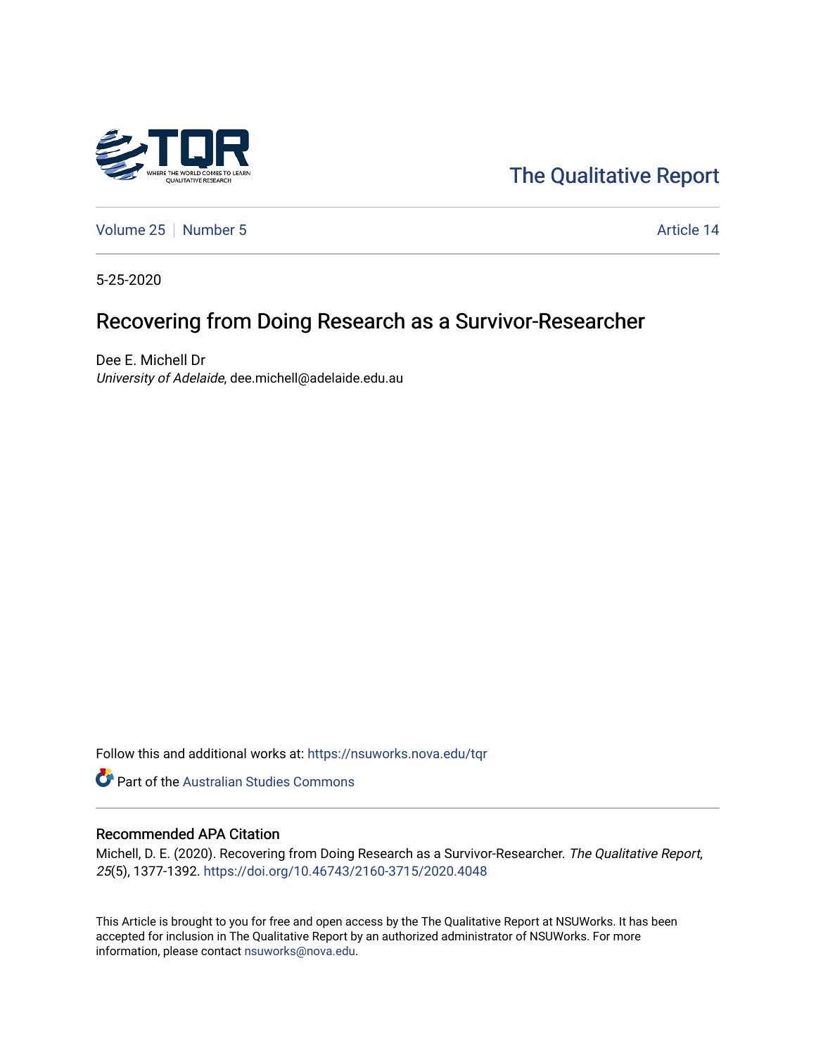The Qualitative Report

Volume 25 | Number 5 | Article 14

5-25-2020

# Recovering from Doing Research as a Survivor-Researcher

Dee E. Michell Dr
*University of Adelaide*, dee.michell@adelaide.edu.au

Follow this and additional works at: https://nsuworks.nova.edu/tqr

Part of the Australian Studies Commons

## Recommended APA Citation

Michell, D. E. (2020). Recovering from Doing Research as a Survivor-Researcher. *The Qualitative Report*, *25*(5), 1377-1392. https://doi.org/10.46743/2160-3715/2020.4048

This Article is brought to you for free and open access by the The Qualitative Report at NSUWorks. It has been accepted for inclusion in The Qualitative Report by an authorized administrator of NSUWorks. For more information, please contact nsuworks@nova.edu.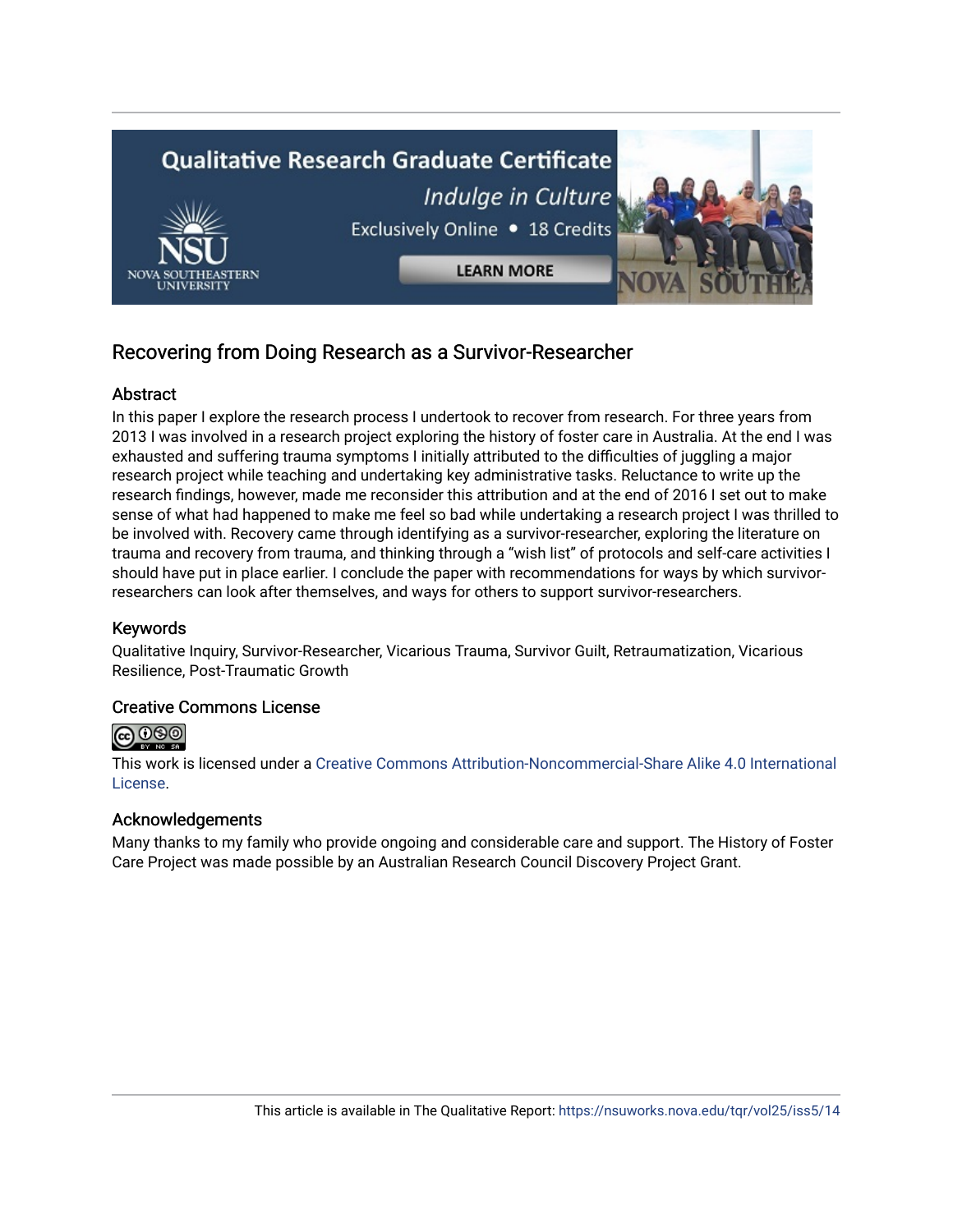## Recovering from Doing Research as a Survivor-Researcher

### Abstract

In this paper I explore the research process I undertook to recover from research. For three years from 2013 I was involved in a research project exploring the history of foster care in Australia. At the end I was exhausted and suffering trauma symptoms I initially attributed to the difficulties of juggling a major research project while teaching and undertaking key administrative tasks. Reluctance to write up the research findings, however, made me reconsider this attribution and at the end of 2016 I set out to make sense of what had happened to make me feel so bad while undertaking a research project I was thrilled to be involved with. Recovery came through identifying as a survivor-researcher, exploring the literature on trauma and recovery from trauma, and thinking through a "wish list" of protocols and self-care activities I should have put in place earlier. I conclude the paper with recommendations for ways by which survivor-researchers can look after themselves, and ways for others to support survivor-researchers.

### Keywords

Qualitative Inquiry, Survivor-Researcher, Vicarious Trauma, Survivor Guilt, Retraumatization, Vicarious Resilience, Post-Traumatic Growth

### Creative Commons License

This work is licensed under a Creative Commons Attribution-Noncommercial-Share Alike 4.0 International License.

### Acknowledgements

Many thanks to my family who provide ongoing and considerable care and support. The History of Foster Care Project was made possible by an Australian Research Council Discovery Project Grant.

This article is available in The Qualitative Report: https://nsuworks.nova.edu/tqr/vol25/iss5/14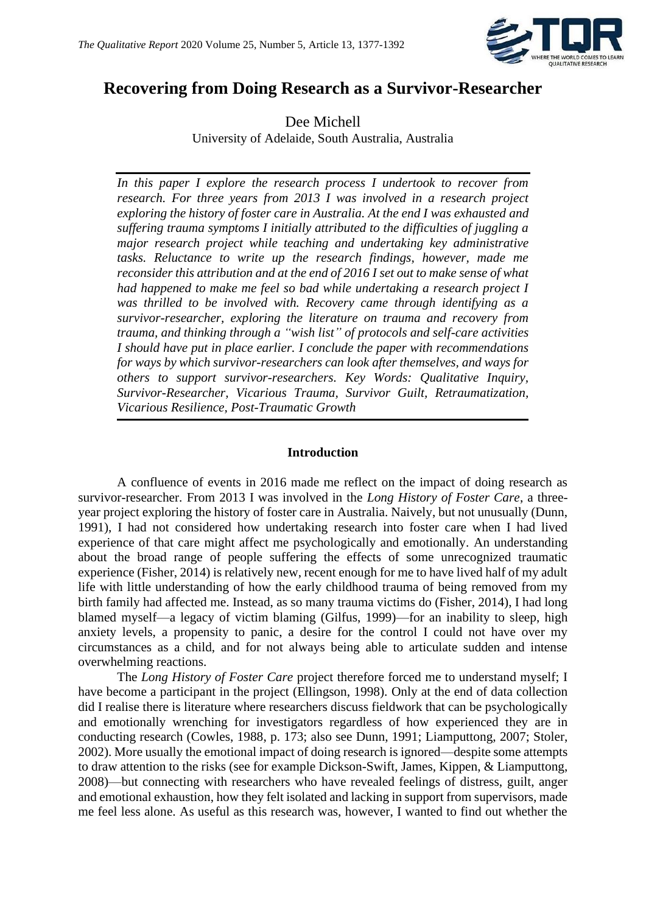# Recovering from Doing Research as a Survivor-Researcher

Dee Michell
University of Adelaide, South Australia, Australia

*In this paper I explore the research process I undertook to recover from research. For three years from 2013 I was involved in a research project exploring the history of foster care in Australia. At the end I was exhausted and suffering trauma symptoms I initially attributed to the difficulties of juggling a major research project while teaching and undertaking key administrative tasks. Reluctance to write up the research findings, however, made me reconsider this attribution and at the end of 2016 I set out to make sense of what had happened to make me feel so bad while undertaking a research project I was thrilled to be involved with. Recovery came through identifying as a survivor-researcher, exploring the literature on trauma and recovery from trauma, and thinking through a "wish list" of protocols and self-care activities I should have put in place earlier. I conclude the paper with recommendations for ways by which survivor-researchers can look after themselves, and ways for others to support survivor-researchers. Key Words: Qualitative Inquiry, Survivor-Researcher, Vicarious Trauma, Survivor Guilt, Retraumatization, Vicarious Resilience, Post-Traumatic Growth*

## Introduction

A confluence of events in 2016 made me reflect on the impact of doing research as survivor-researcher. From 2013 I was involved in the *Long History of Foster Care*, a three-year project exploring the history of foster care in Australia. Naively, but not unusually (Dunn, 1991), I had not considered how undertaking research into foster care when I had lived experience of that care might affect me psychologically and emotionally. An understanding about the broad range of people suffering the effects of some unrecognized traumatic experience (Fisher, 2014) is relatively new, recent enough for me to have lived half of my adult life with little understanding of how the early childhood trauma of being removed from my birth family had affected me. Instead, as so many trauma victims do (Fisher, 2014), I had long blamed myself—a legacy of victim blaming (Gilfus, 1999)—for an inability to sleep, high anxiety levels, a propensity to panic, a desire for the control I could not have over my circumstances as a child, and for not always being able to articulate sudden and intense overwhelming reactions.

The *Long History of Foster Care* project therefore forced me to understand myself; I have become a participant in the project (Ellingson, 1998). Only at the end of data collection did I realise there is literature where researchers discuss fieldwork that can be psychologically and emotionally wrenching for investigators regardless of how experienced they are in conducting research (Cowles, 1988, p. 173; also see Dunn, 1991; Liamputtong, 2007; Stoler, 2002). More usually the emotional impact of doing research is ignored—despite some attempts to draw attention to the risks (see for example Dickson-Swift, James, Kippen, & Liamputtong, 2008)—but connecting with researchers who have revealed feelings of distress, guilt, anger and emotional exhaustion, how they felt isolated and lacking in support from supervisors, made me feel less alone. As useful as this research was, however, I wanted to find out whether the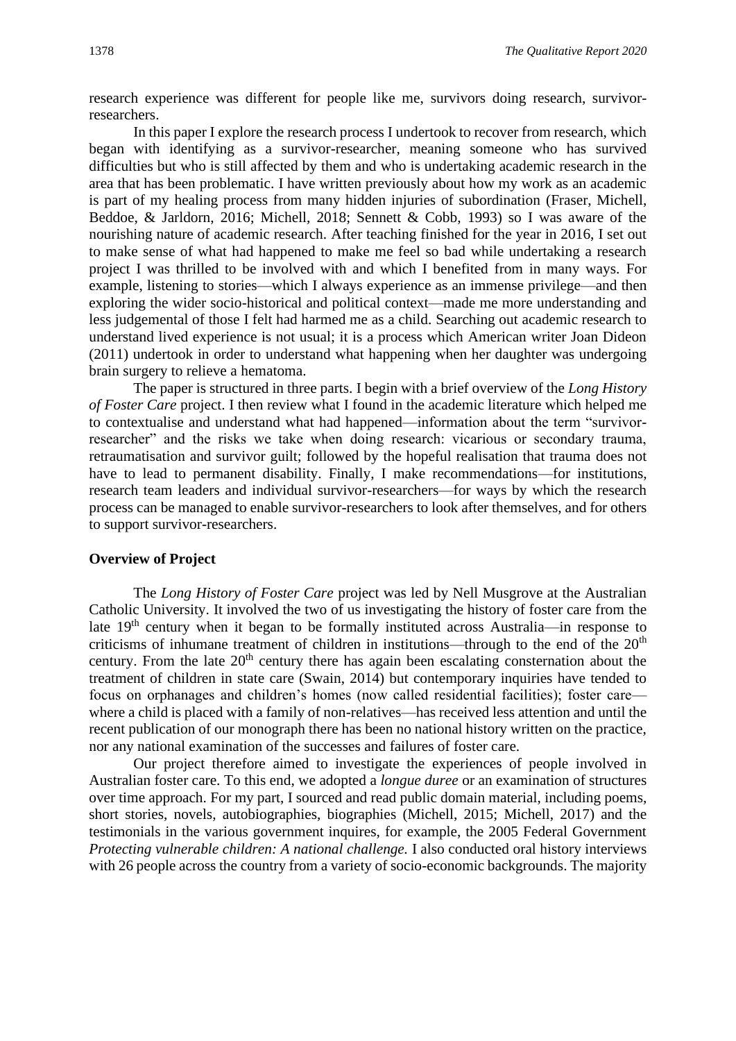research experience was different for people like me, survivors doing research, survivor-researchers.

In this paper I explore the research process I undertook to recover from research, which began with identifying as a survivor-researcher, meaning someone who has survived difficulties but who is still affected by them and who is undertaking academic research in the area that has been problematic. I have written previously about how my work as an academic is part of my healing process from many hidden injuries of subordination (Fraser, Michell, Beddoe, & Jarldorn, 2016; Michell, 2018; Sennett & Cobb, 1993) so I was aware of the nourishing nature of academic research. After teaching finished for the year in 2016, I set out to make sense of what had happened to make me feel so bad while undertaking a research project I was thrilled to be involved with and which I benefited from in many ways. For example, listening to stories—which I always experience as an immense privilege—and then exploring the wider socio-historical and political context—made me more understanding and less judgemental of those I felt had harmed me as a child. Searching out academic research to understand lived experience is not usual; it is a process which American writer Joan Dideon (2011) undertook in order to understand what happening when her daughter was undergoing brain surgery to relieve a hematoma.

The paper is structured in three parts. I begin with a brief overview of the *Long History of Foster Care* project. I then review what I found in the academic literature which helped me to contextualise and understand what had happened—information about the term "survivor-researcher" and the risks we take when doing research: vicarious or secondary trauma, retraumatisation and survivor guilt; followed by the hopeful realisation that trauma does not have to lead to permanent disability. Finally, I make recommendations—for institutions, research team leaders and individual survivor-researchers—for ways by which the research process can be managed to enable survivor-researchers to look after themselves, and for others to support survivor-researchers.

**Overview of Project**

The *Long History of Foster Care* project was led by Nell Musgrove at the Australian Catholic University. It involved the two of us investigating the history of foster care from the late 19th century when it began to be formally instituted across Australia—in response to criticisms of inhumane treatment of children in institutions—through to the end of the 20th century. From the late 20th century there has again been escalating consternation about the treatment of children in state care (Swain, 2014) but contemporary inquiries have tended to focus on orphanages and children's homes (now called residential facilities); foster care—where a child is placed with a family of non-relatives—has received less attention and until the recent publication of our monograph there has been no national history written on the practice, nor any national examination of the successes and failures of foster care.

Our project therefore aimed to investigate the experiences of people involved in Australian foster care. To this end, we adopted a *longue duree* or an examination of structures over time approach. For my part, I sourced and read public domain material, including poems, short stories, novels, autobiographies, biographies (Michell, 2015; Michell, 2017) and the testimonials in the various government inquires, for example, the 2005 Federal Government *Protecting vulnerable children: A national challenge.* I also conducted oral history interviews with 26 people across the country from a variety of socio-economic backgrounds. The majority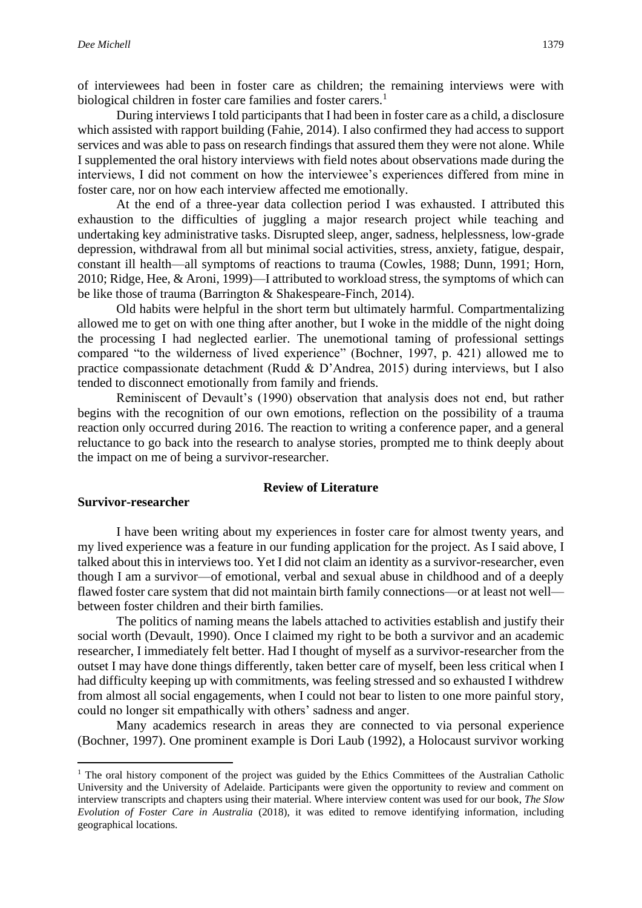of interviewees had been in foster care as children; the remaining interviews were with biological children in foster care families and foster carers.[1]

During interviews I told participants that I had been in foster care as a child, a disclosure which assisted with rapport building (Fahie, 2014). I also confirmed they had access to support services and was able to pass on research findings that assured them they were not alone. While I supplemented the oral history interviews with field notes about observations made during the interviews, I did not comment on how the interviewee's experiences differed from mine in foster care, nor on how each interview affected me emotionally.

At the end of a three-year data collection period I was exhausted. I attributed this exhaustion to the difficulties of juggling a major research project while teaching and undertaking key administrative tasks. Disrupted sleep, anger, sadness, helplessness, low-grade depression, withdrawal from all but minimal social activities, stress, anxiety, fatigue, despair, constant ill health—all symptoms of reactions to trauma (Cowles, 1988; Dunn, 1991; Horn, 2010; Ridge, Hee, & Aroni, 1999)—I attributed to workload stress, the symptoms of which can be like those of trauma (Barrington & Shakespeare-Finch, 2014).

Old habits were helpful in the short term but ultimately harmful. Compartmentalizing allowed me to get on with one thing after another, but I woke in the middle of the night doing the processing I had neglected earlier. The unemotional taming of professional settings compared "to the wilderness of lived experience" (Bochner, 1997, p. 421) allowed me to practice compassionate detachment (Rudd & D'Andrea, 2015) during interviews, but I also tended to disconnect emotionally from family and friends.

Reminiscent of Devault's (1990) observation that analysis does not end, but rather begins with the recognition of our own emotions, reflection on the possibility of a trauma reaction only occurred during 2016. The reaction to writing a conference paper, and a general reluctance to go back into the research to analyse stories, prompted me to think deeply about the impact on me of being a survivor-researcher.

## Review of Literature

### Survivor-researcher

I have been writing about my experiences in foster care for almost twenty years, and my lived experience was a feature in our funding application for the project. As I said above, I talked about this in interviews too. Yet I did not claim an identity as a survivor-researcher, even though I am a survivor—of emotional, verbal and sexual abuse in childhood and of a deeply flawed foster care system that did not maintain birth family connections—or at least not well—between foster children and their birth families.

The politics of naming means the labels attached to activities establish and justify their social worth (Devault, 1990). Once I claimed my right to be both a survivor and an academic researcher, I immediately felt better. Had I thought of myself as a survivor-researcher from the outset I may have done things differently, taken better care of myself, been less critical when I had difficulty keeping up with commitments, was feeling stressed and so exhausted I withdrew from almost all social engagements, when I could not bear to listen to one more painful story, could no longer sit empathically with others' sadness and anger.

Many academics research in areas they are connected to via personal experience (Bochner, 1997). One prominent example is Dori Laub (1992), a Holocaust survivor working

[1] The oral history component of the project was guided by the Ethics Committees of the Australian Catholic University and the University of Adelaide. Participants were given the opportunity to review and comment on interview transcripts and chapters using their material. Where interview content was used for our book, *The Slow Evolution of Foster Care in Australia* (2018), it was edited to remove identifying information, including geographical locations.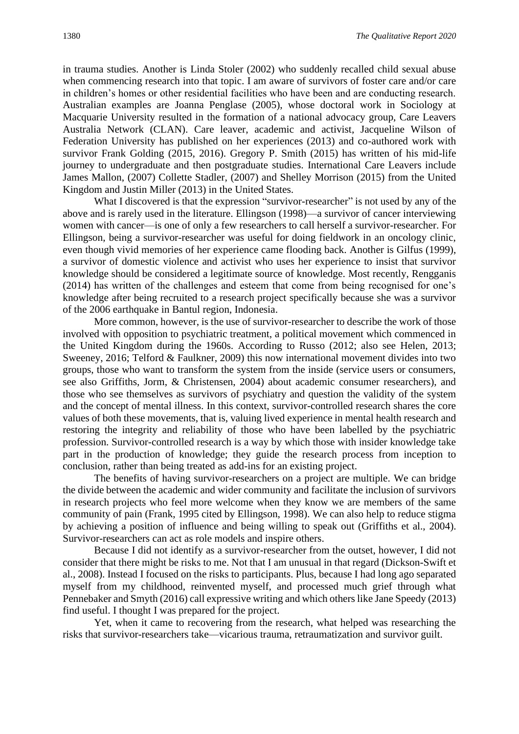in trauma studies. Another is Linda Stoler (2002) who suddenly recalled child sexual abuse when commencing research into that topic. I am aware of survivors of foster care and/or care in children's homes or other residential facilities who have been and are conducting research. Australian examples are Joanna Penglase (2005), whose doctoral work in Sociology at Macquarie University resulted in the formation of a national advocacy group, Care Leavers Australia Network (CLAN). Care leaver, academic and activist, Jacqueline Wilson of Federation University has published on her experiences (2013) and co-authored work with survivor Frank Golding (2015, 2016). Gregory P. Smith (2015) has written of his mid-life journey to undergraduate and then postgraduate studies. International Care Leavers include James Mallon, (2007) Collette Stadler, (2007) and Shelley Morrison (2015) from the United Kingdom and Justin Miller (2013) in the United States.

What I discovered is that the expression "survivor-researcher" is not used by any of the above and is rarely used in the literature. Ellingson (1998)—a survivor of cancer interviewing women with cancer—is one of only a few researchers to call herself a survivor-researcher. For Ellingson, being a survivor-researcher was useful for doing fieldwork in an oncology clinic, even though vivid memories of her experience came flooding back. Another is Gilfus (1999), a survivor of domestic violence and activist who uses her experience to insist that survivor knowledge should be considered a legitimate source of knowledge. Most recently, Rengganis (2014) has written of the challenges and esteem that come from being recognised for one's knowledge after being recruited to a research project specifically because she was a survivor of the 2006 earthquake in Bantul region, Indonesia.

More common, however, is the use of survivor-researcher to describe the work of those involved with opposition to psychiatric treatment, a political movement which commenced in the United Kingdom during the 1960s. According to Russo (2012; also see Helen, 2013; Sweeney, 2016; Telford & Faulkner, 2009) this now international movement divides into two groups, those who want to transform the system from the inside (service users or consumers, see also Griffiths, Jorm, & Christensen, 2004) about academic consumer researchers), and those who see themselves as survivors of psychiatry and question the validity of the system and the concept of mental illness. In this context, survivor-controlled research shares the core values of both these movements, that is, valuing lived experience in mental health research and restoring the integrity and reliability of those who have been labelled by the psychiatric profession. Survivor-controlled research is a way by which those with insider knowledge take part in the production of knowledge; they guide the research process from inception to conclusion, rather than being treated as add-ins for an existing project.

The benefits of having survivor-researchers on a project are multiple. We can bridge the divide between the academic and wider community and facilitate the inclusion of survivors in research projects who feel more welcome when they know we are members of the same community of pain (Frank, 1995 cited by Ellingson, 1998). We can also help to reduce stigma by achieving a position of influence and being willing to speak out (Griffiths et al., 2004). Survivor-researchers can act as role models and inspire others.

Because I did not identify as a survivor-researcher from the outset, however, I did not consider that there might be risks to me. Not that I am unusual in that regard (Dickson-Swift et al., 2008). Instead I focused on the risks to participants. Plus, because I had long ago separated myself from my childhood, reinvented myself, and processed much grief through what Pennebaker and Smyth (2016) call expressive writing and which others like Jane Speedy (2013) find useful. I thought I was prepared for the project.

Yet, when it came to recovering from the research, what helped was researching the risks that survivor-researchers take—vicarious trauma, retraumatization and survivor guilt.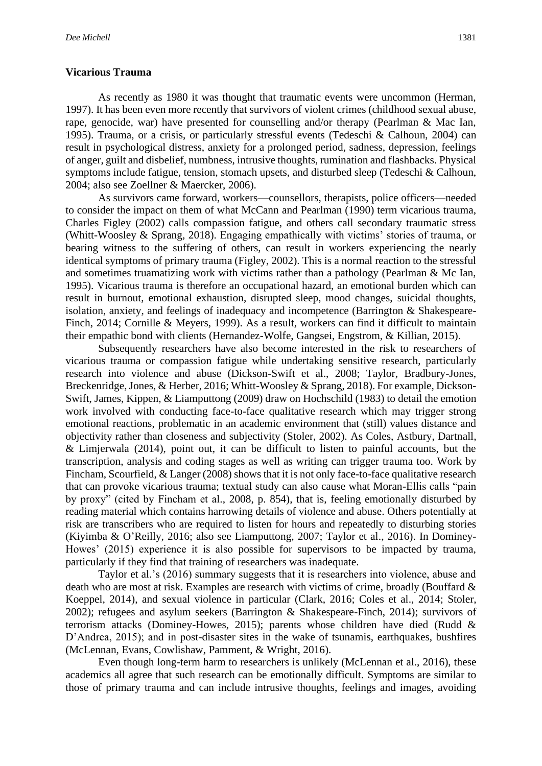## Vicarious Trauma

As recently as 1980 it was thought that traumatic events were uncommon (Herman, 1997). It has been even more recently that survivors of violent crimes (childhood sexual abuse, rape, genocide, war) have presented for counselling and/or therapy (Pearlman & Mac Ian, 1995). Trauma, or a crisis, or particularly stressful events (Tedeschi & Calhoun, 2004) can result in psychological distress, anxiety for a prolonged period, sadness, depression, feelings of anger, guilt and disbelief, numbness, intrusive thoughts, rumination and flashbacks. Physical symptoms include fatigue, tension, stomach upsets, and disturbed sleep (Tedeschi & Calhoun, 2004; also see Zoellner & Maercker, 2006).

As survivors came forward, workers—counsellors, therapists, police officers—needed to consider the impact on them of what McCann and Pearlman (1990) term vicarious trauma, Charles Figley (2002) calls compassion fatigue, and others call secondary traumatic stress (Whitt-Woosley & Sprang, 2018). Engaging empathically with victims' stories of trauma, or bearing witness to the suffering of others, can result in workers experiencing the nearly identical symptoms of primary trauma (Figley, 2002). This is a normal reaction to the stressful and sometimes truamatizing work with victims rather than a pathology (Pearlman & Mc Ian, 1995). Vicarious trauma is therefore an occupational hazard, an emotional burden which can result in burnout, emotional exhaustion, disrupted sleep, mood changes, suicidal thoughts, isolation, anxiety, and feelings of inadequacy and incompetence (Barrington & Shakespeare-Finch, 2014; Cornille & Meyers, 1999). As a result, workers can find it difficult to maintain their empathic bond with clients (Hernandez-Wolfe, Gangsei, Engstrom, & Killian, 2015).

Subsequently researchers have also become interested in the risk to researchers of vicarious trauma or compassion fatigue while undertaking sensitive research, particularly research into violence and abuse (Dickson-Swift et al., 2008; Taylor, Bradbury-Jones, Breckenridge, Jones, & Herber, 2016; Whitt-Woosley & Sprang, 2018). For example, Dickson-Swift, James, Kippen, & Liamputtong (2009) draw on Hochschild (1983) to detail the emotion work involved with conducting face-to-face qualitative research which may trigger strong emotional reactions, problematic in an academic environment that (still) values distance and objectivity rather than closeness and subjectivity (Stoler, 2002). As Coles, Astbury, Dartnall, & Limjerwala (2014), point out, it can be difficult to listen to painful accounts, but the transcription, analysis and coding stages as well as writing can trigger trauma too. Work by Fincham, Scourfield, & Langer (2008) shows that it is not only face-to-face qualitative research that can provoke vicarious trauma; textual study can also cause what Moran-Ellis calls "pain by proxy" (cited by Fincham et al., 2008, p. 854), that is, feeling emotionally disturbed by reading material which contains harrowing details of violence and abuse. Others potentially at risk are transcribers who are required to listen for hours and repeatedly to disturbing stories (Kiyimba & O'Reilly, 2016; also see Liamputtong, 2007; Taylor et al., 2016). In Dominey-Howes' (2015) experience it is also possible for supervisors to be impacted by trauma, particularly if they find that training of researchers was inadequate.

Taylor et al.'s (2016) summary suggests that it is researchers into violence, abuse and death who are most at risk. Examples are research with victims of crime, broadly (Bouffard & Koeppel, 2014), and sexual violence in particular (Clark, 2016; Coles et al., 2014; Stoler, 2002); refugees and asylum seekers (Barrington & Shakespeare-Finch, 2014); survivors of terrorism attacks (Dominey-Howes, 2015); parents whose children have died (Rudd & D'Andrea, 2015); and in post-disaster sites in the wake of tsunamis, earthquakes, bushfires (McLennan, Evans, Cowlishaw, Pamment, & Wright, 2016).

Even though long-term harm to researchers is unlikely (McLennan et al., 2016), these academics all agree that such research can be emotionally difficult. Symptoms are similar to those of primary trauma and can include intrusive thoughts, feelings and images, avoiding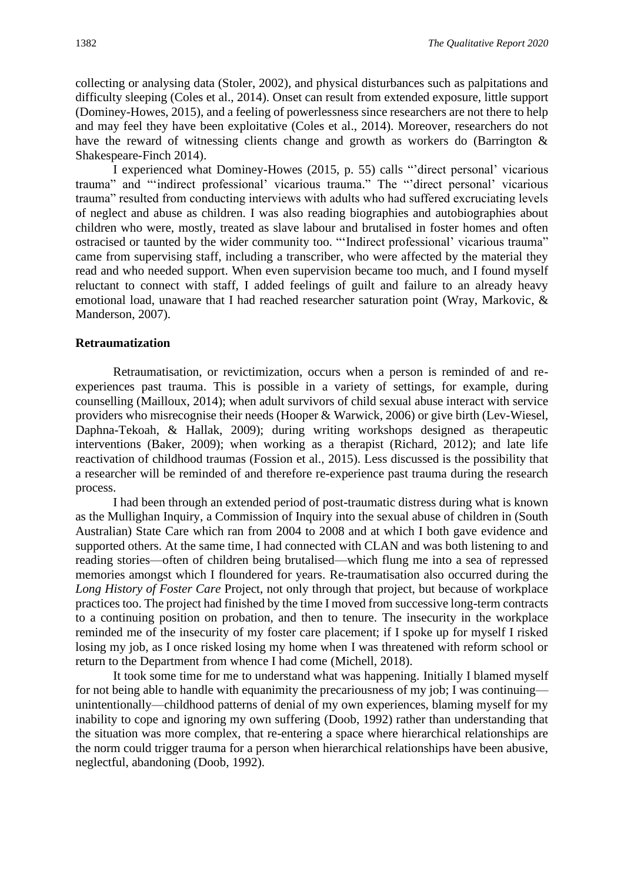collecting or analysing data (Stoler, 2002), and physical disturbances such as palpitations and difficulty sleeping (Coles et al., 2014). Onset can result from extended exposure, little support (Dominey-Howes, 2015), and a feeling of powerlessness since researchers are not there to help and may feel they have been exploitative (Coles et al., 2014). Moreover, researchers do not have the reward of witnessing clients change and growth as workers do (Barrington & Shakespeare-Finch 2014).

I experienced what Dominey-Howes (2015, p. 55) calls "'direct personal' vicarious trauma" and "'indirect professional' vicarious trauma." The "'direct personal' vicarious trauma" resulted from conducting interviews with adults who had suffered excruciating levels of neglect and abuse as children. I was also reading biographies and autobiographies about children who were, mostly, treated as slave labour and brutalised in foster homes and often ostracised or taunted by the wider community too. "'Indirect professional' vicarious trauma" came from supervising staff, including a transcriber, who were affected by the material they read and who needed support. When even supervision became too much, and I found myself reluctant to connect with staff, I added feelings of guilt and failure to an already heavy emotional load, unaware that I had reached researcher saturation point (Wray, Markovic, & Manderson, 2007).

**Retraumatization**

Retraumatisation, or revictimization, occurs when a person is reminded of and re-experiences past trauma. This is possible in a variety of settings, for example, during counselling (Mailloux, 2014); when adult survivors of child sexual abuse interact with service providers who misrecognise their needs (Hooper & Warwick, 2006) or give birth (Lev-Wiesel, Daphna-Tekoah, & Hallak, 2009); during writing workshops designed as therapeutic interventions (Baker, 2009); when working as a therapist (Richard, 2012); and late life reactivation of childhood traumas (Fossion et al., 2015). Less discussed is the possibility that a researcher will be reminded of and therefore re-experience past trauma during the research process.

I had been through an extended period of post-traumatic distress during what is known as the Mullighan Inquiry, a Commission of Inquiry into the sexual abuse of children in (South Australian) State Care which ran from 2004 to 2008 and at which I both gave evidence and supported others. At the same time, I had connected with CLAN and was both listening to and reading stories—often of children being brutalised—which flung me into a sea of repressed memories amongst which I floundered for years. Re-traumatisation also occurred during the *Long History of Foster Care* Project, not only through that project, but because of workplace practices too. The project had finished by the time I moved from successive long-term contracts to a continuing position on probation, and then to tenure. The insecurity in the workplace reminded me of the insecurity of my foster care placement; if I spoke up for myself I risked losing my job, as I once risked losing my home when I was threatened with reform school or return to the Department from whence I had come (Michell, 2018).

It took some time for me to understand what was happening. Initially I blamed myself for not being able to handle with equanimity the precariousness of my job; I was continuing—unintentionally—childhood patterns of denial of my own experiences, blaming myself for my inability to cope and ignoring my own suffering (Doob, 1992) rather than understanding that the situation was more complex, that re-entering a space where hierarchical relationships are the norm could trigger trauma for a person when hierarchical relationships have been abusive, neglectful, abandoning (Doob, 1992).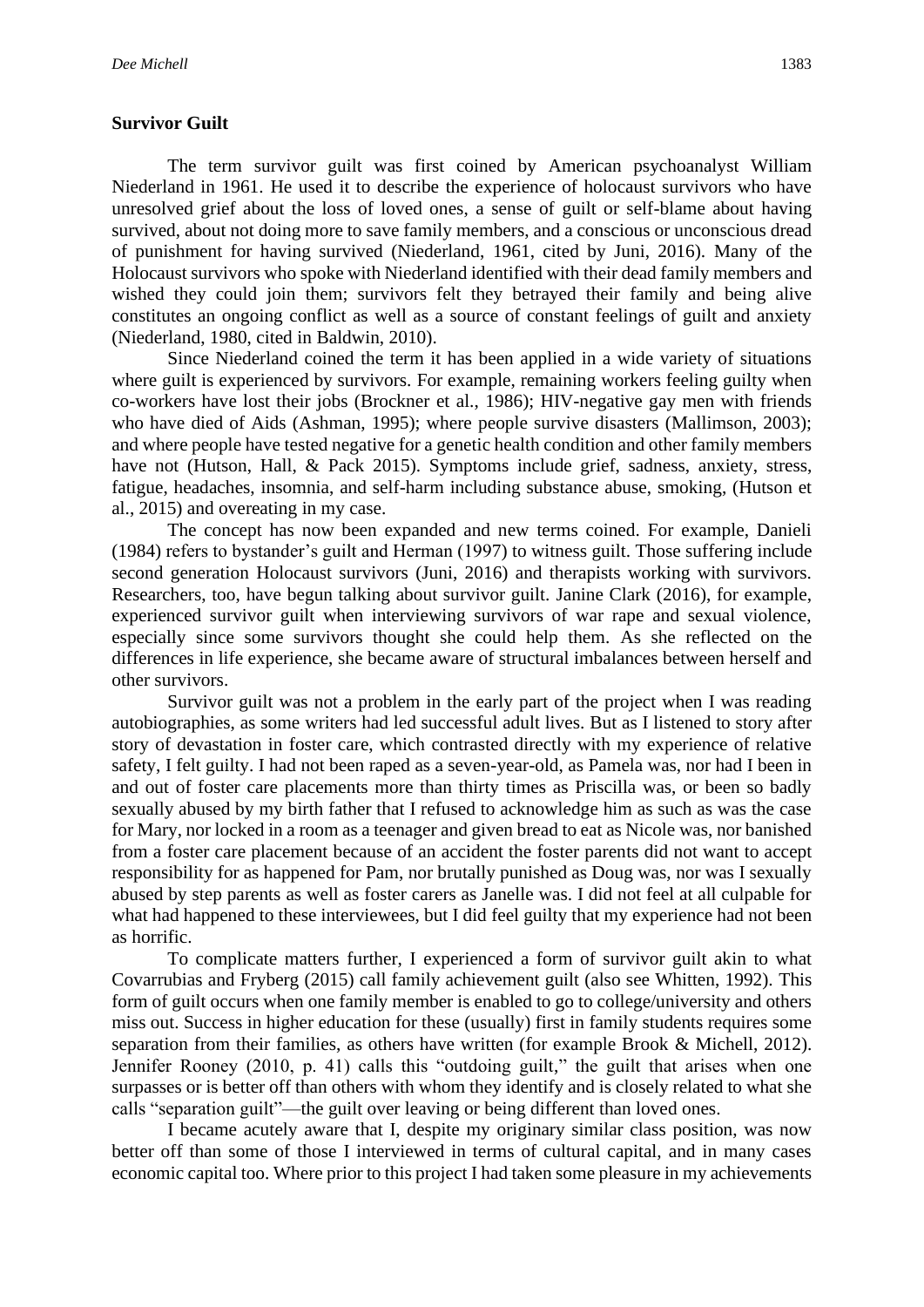## Survivor Guilt

The term survivor guilt was first coined by American psychoanalyst William Niederland in 1961. He used it to describe the experience of holocaust survivors who have unresolved grief about the loss of loved ones, a sense of guilt or self-blame about having survived, about not doing more to save family members, and a conscious or unconscious dread of punishment for having survived (Niederland, 1961, cited by Juni, 2016). Many of the Holocaust survivors who spoke with Niederland identified with their dead family members and wished they could join them; survivors felt they betrayed their family and being alive constitutes an ongoing conflict as well as a source of constant feelings of guilt and anxiety (Niederland, 1980, cited in Baldwin, 2010).

Since Niederland coined the term it has been applied in a wide variety of situations where guilt is experienced by survivors. For example, remaining workers feeling guilty when co-workers have lost their jobs (Brockner et al., 1986); HIV-negative gay men with friends who have died of Aids (Ashman, 1995); where people survive disasters (Mallimson, 2003); and where people have tested negative for a genetic health condition and other family members have not (Hutson, Hall, & Pack 2015). Symptoms include grief, sadness, anxiety, stress, fatigue, headaches, insomnia, and self-harm including substance abuse, smoking, (Hutson et al., 2015) and overeating in my case.

The concept has now been expanded and new terms coined. For example, Danieli (1984) refers to bystander's guilt and Herman (1997) to witness guilt. Those suffering include second generation Holocaust survivors (Juni, 2016) and therapists working with survivors. Researchers, too, have begun talking about survivor guilt. Janine Clark (2016), for example, experienced survivor guilt when interviewing survivors of war rape and sexual violence, especially since some survivors thought she could help them. As she reflected on the differences in life experience, she became aware of structural imbalances between herself and other survivors.

Survivor guilt was not a problem in the early part of the project when I was reading autobiographies, as some writers had led successful adult lives. But as I listened to story after story of devastation in foster care, which contrasted directly with my experience of relative safety, I felt guilty. I had not been raped as a seven-year-old, as Pamela was, nor had I been in and out of foster care placements more than thirty times as Priscilla was, or been so badly sexually abused by my birth father that I refused to acknowledge him as such as was the case for Mary, nor locked in a room as a teenager and given bread to eat as Nicole was, nor banished from a foster care placement because of an accident the foster parents did not want to accept responsibility for as happened for Pam, nor brutally punished as Doug was, nor was I sexually abused by step parents as well as foster carers as Janelle was. I did not feel at all culpable for what had happened to these interviewees, but I did feel guilty that my experience had not been as horrific.

To complicate matters further, I experienced a form of survivor guilt akin to what Covarrubias and Fryberg (2015) call family achievement guilt (also see Whitten, 1992). This form of guilt occurs when one family member is enabled to go to college/university and others miss out. Success in higher education for these (usually) first in family students requires some separation from their families, as others have written (for example Brook & Michell, 2012). Jennifer Rooney (2010, p. 41) calls this "outdoing guilt," the guilt that arises when one surpasses or is better off than others with whom they identify and is closely related to what she calls "separation guilt"—the guilt over leaving or being different than loved ones.

I became acutely aware that I, despite my originary similar class position, was now better off than some of those I interviewed in terms of cultural capital, and in many cases economic capital too. Where prior to this project I had taken some pleasure in my achievements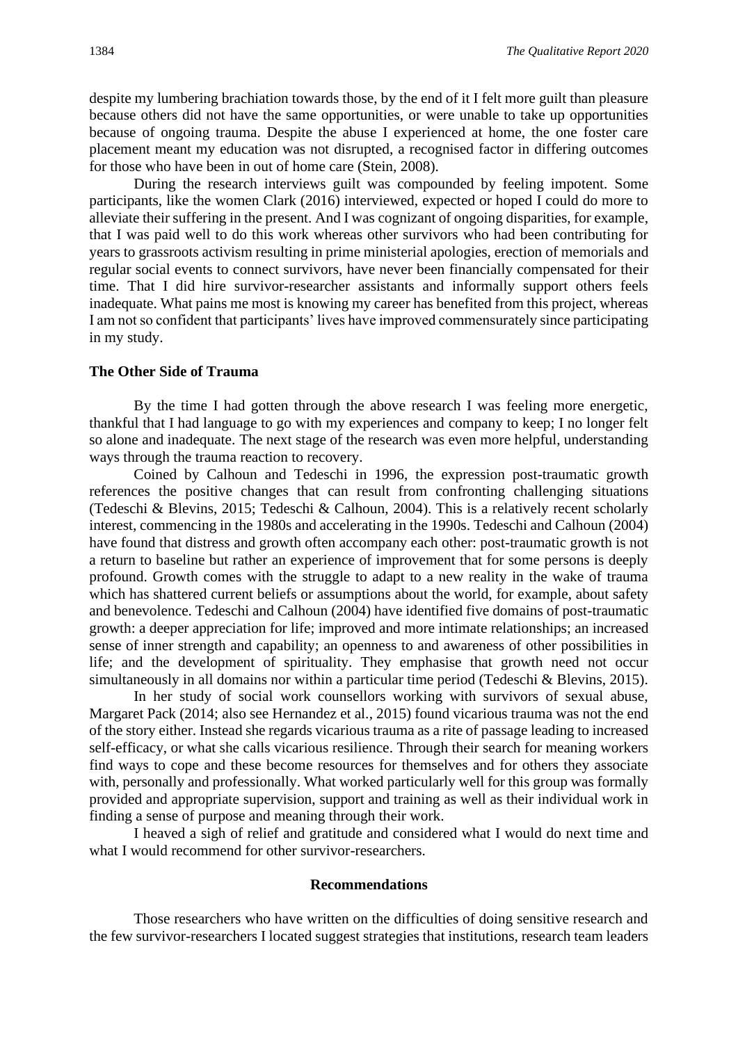despite my lumbering brachiation towards those, by the end of it I felt more guilt than pleasure because others did not have the same opportunities, or were unable to take up opportunities because of ongoing trauma. Despite the abuse I experienced at home, the one foster care placement meant my education was not disrupted, a recognised factor in differing outcomes for those who have been in out of home care (Stein, 2008).

During the research interviews guilt was compounded by feeling impotent. Some participants, like the women Clark (2016) interviewed, expected or hoped I could do more to alleviate their suffering in the present. And I was cognizant of ongoing disparities, for example, that I was paid well to do this work whereas other survivors who had been contributing for years to grassroots activism resulting in prime ministerial apologies, erection of memorials and regular social events to connect survivors, have never been financially compensated for their time. That I did hire survivor-researcher assistants and informally support others feels inadequate. What pains me most is knowing my career has benefited from this project, whereas I am not so confident that participants' lives have improved commensurately since participating in my study.

### The Other Side of Trauma

By the time I had gotten through the above research I was feeling more energetic, thankful that I had language to go with my experiences and company to keep; I no longer felt so alone and inadequate. The next stage of the research was even more helpful, understanding ways through the trauma reaction to recovery.

Coined by Calhoun and Tedeschi in 1996, the expression post-traumatic growth references the positive changes that can result from confronting challenging situations (Tedeschi & Blevins, 2015; Tedeschi & Calhoun, 2004). This is a relatively recent scholarly interest, commencing in the 1980s and accelerating in the 1990s. Tedeschi and Calhoun (2004) have found that distress and growth often accompany each other: post-traumatic growth is not a return to baseline but rather an experience of improvement that for some persons is deeply profound. Growth comes with the struggle to adapt to a new reality in the wake of trauma which has shattered current beliefs or assumptions about the world, for example, about safety and benevolence. Tedeschi and Calhoun (2004) have identified five domains of post-traumatic growth: a deeper appreciation for life; improved and more intimate relationships; an increased sense of inner strength and capability; an openness to and awareness of other possibilities in life; and the development of spirituality. They emphasise that growth need not occur simultaneously in all domains nor within a particular time period (Tedeschi & Blevins, 2015).

In her study of social work counsellors working with survivors of sexual abuse, Margaret Pack (2014; also see Hernandez et al., 2015) found vicarious trauma was not the end of the story either. Instead she regards vicarious trauma as a rite of passage leading to increased self-efficacy, or what she calls vicarious resilience. Through their search for meaning workers find ways to cope and these become resources for themselves and for others they associate with, personally and professionally. What worked particularly well for this group was formally provided and appropriate supervision, support and training as well as their individual work in finding a sense of purpose and meaning through their work.

I heaved a sigh of relief and gratitude and considered what I would do next time and what I would recommend for other survivor-researchers.

## Recommendations

Those researchers who have written on the difficulties of doing sensitive research and the few survivor-researchers I located suggest strategies that institutions, research team leaders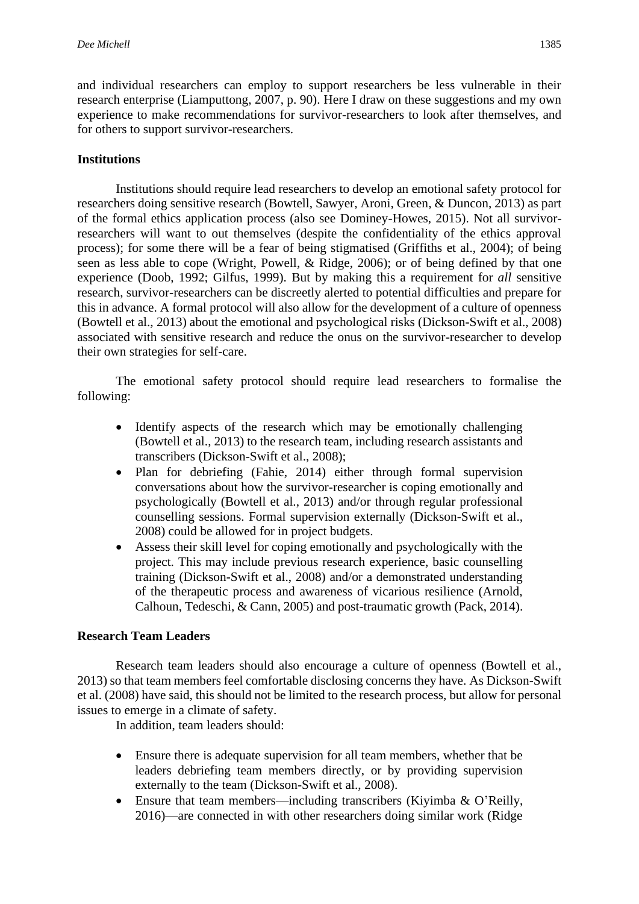and individual researchers can employ to support researchers be less vulnerable in their research enterprise (Liamputtong, 2007, p. 90). Here I draw on these suggestions and my own experience to make recommendations for survivor-researchers to look after themselves, and for others to support survivor-researchers.

## Institutions

Institutions should require lead researchers to develop an emotional safety protocol for researchers doing sensitive research (Bowtell, Sawyer, Aroni, Green, & Duncon, 2013) as part of the formal ethics application process (also see Dominey-Howes, 2015). Not all survivor-researchers will want to out themselves (despite the confidentiality of the ethics approval process); for some there will be a fear of being stigmatised (Griffiths et al., 2004); of being seen as less able to cope (Wright, Powell, & Ridge, 2006); or of being defined by that one experience (Doob, 1992; Gilfus, 1999). But by making this a requirement for *all* sensitive research, survivor-researchers can be discreetly alerted to potential difficulties and prepare for this in advance. A formal protocol will also allow for the development of a culture of openness (Bowtell et al., 2013) about the emotional and psychological risks (Dickson-Swift et al., 2008) associated with sensitive research and reduce the onus on the survivor-researcher to develop their own strategies for self-care.

The emotional safety protocol should require lead researchers to formalise the following:

- Identify aspects of the research which may be emotionally challenging (Bowtell et al., 2013) to the research team, including research assistants and transcribers (Dickson-Swift et al., 2008);
- Plan for debriefing (Fahie, 2014) either through formal supervision conversations about how the survivor-researcher is coping emotionally and psychologically (Bowtell et al., 2013) and/or through regular professional counselling sessions. Formal supervision externally (Dickson-Swift et al., 2008) could be allowed for in project budgets.
- Assess their skill level for coping emotionally and psychologically with the project. This may include previous research experience, basic counselling training (Dickson-Swift et al., 2008) and/or a demonstrated understanding of the therapeutic process and awareness of vicarious resilience (Arnold, Calhoun, Tedeschi, & Cann, 2005) and post-traumatic growth (Pack, 2014).

## Research Team Leaders

Research team leaders should also encourage a culture of openness (Bowtell et al., 2013) so that team members feel comfortable disclosing concerns they have. As Dickson-Swift et al. (2008) have said, this should not be limited to the research process, but allow for personal issues to emerge in a climate of safety.

In addition, team leaders should:

- Ensure there is adequate supervision for all team members, whether that be leaders debriefing team members directly, or by providing supervision externally to the team (Dickson-Swift et al., 2008).
- Ensure that team members—including transcribers (Kiyimba & O'Reilly, 2016)—are connected in with other researchers doing similar work (Ridge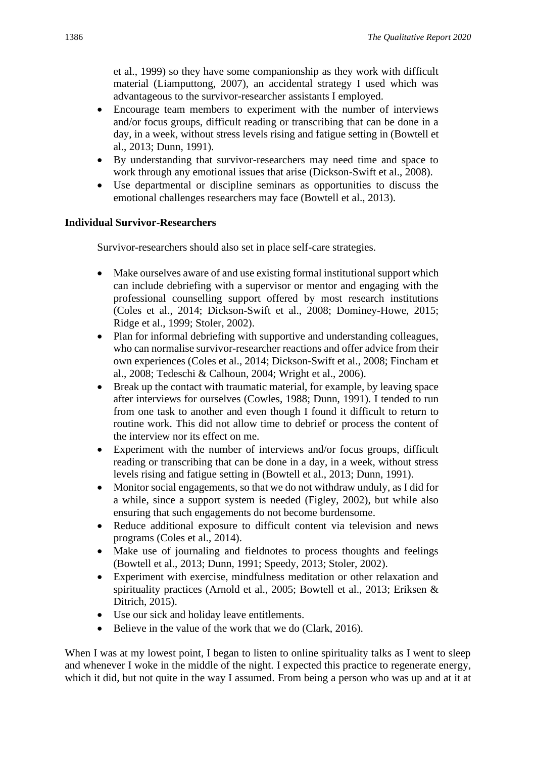et al., 1999) so they have some companionship as they work with difficult material (Liamputtong, 2007), an accidental strategy I used which was advantageous to the survivor-researcher assistants I employed.

- Encourage team members to experiment with the number of interviews and/or focus groups, difficult reading or transcribing that can be done in a day, in a week, without stress levels rising and fatigue setting in (Bowtell et al., 2013; Dunn, 1991).
- By understanding that survivor-researchers may need time and space to work through any emotional issues that arise (Dickson-Swift et al., 2008).
- Use departmental or discipline seminars as opportunities to discuss the emotional challenges researchers may face (Bowtell et al., 2013).

**Individual Survivor-Researchers**

Survivor-researchers should also set in place self-care strategies.

- Make ourselves aware of and use existing formal institutional support which can include debriefing with a supervisor or mentor and engaging with the professional counselling support offered by most research institutions (Coles et al., 2014; Dickson-Swift et al., 2008; Dominey-Howe, 2015; Ridge et al., 1999; Stoler, 2002).
- Plan for informal debriefing with supportive and understanding colleagues, who can normalise survivor-researcher reactions and offer advice from their own experiences (Coles et al., 2014; Dickson-Swift et al., 2008; Fincham et al., 2008; Tedeschi & Calhoun, 2004; Wright et al., 2006).
- Break up the contact with traumatic material, for example, by leaving space after interviews for ourselves (Cowles, 1988; Dunn, 1991). I tended to run from one task to another and even though I found it difficult to return to routine work. This did not allow time to debrief or process the content of the interview nor its effect on me.
- Experiment with the number of interviews and/or focus groups, difficult reading or transcribing that can be done in a day, in a week, without stress levels rising and fatigue setting in (Bowtell et al., 2013; Dunn, 1991).
- Monitor social engagements, so that we do not withdraw unduly, as I did for a while, since a support system is needed (Figley, 2002), but while also ensuring that such engagements do not become burdensome.
- Reduce additional exposure to difficult content via television and news programs (Coles et al., 2014).
- Make use of journaling and fieldnotes to process thoughts and feelings (Bowtell et al., 2013; Dunn, 1991; Speedy, 2013; Stoler, 2002).
- Experiment with exercise, mindfulness meditation or other relaxation and spirituality practices (Arnold et al., 2005; Bowtell et al., 2013; Eriksen & Ditrich, 2015).
- Use our sick and holiday leave entitlements.
- Believe in the value of the work that we do (Clark, 2016).

When I was at my lowest point, I began to listen to online spirituality talks as I went to sleep and whenever I woke in the middle of the night. I expected this practice to regenerate energy, which it did, but not quite in the way I assumed. From being a person who was up and at it at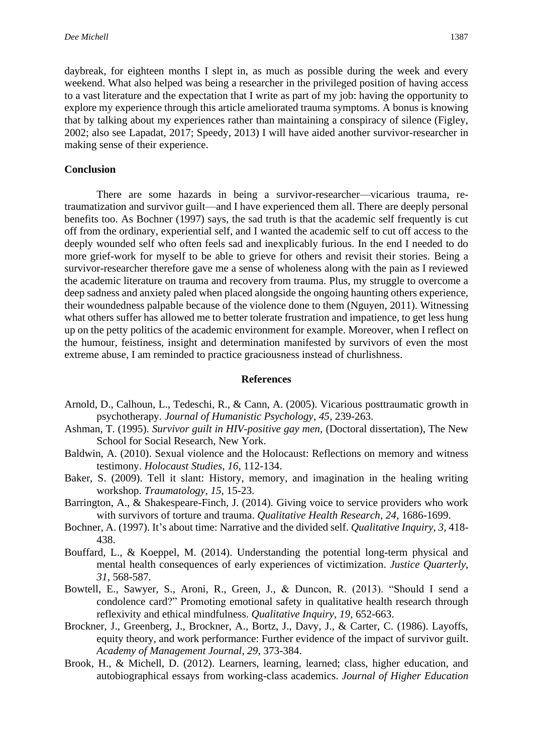daybreak, for eighteen months I slept in, as much as possible during the week and every weekend. What also helped was being a researcher in the privileged position of having access to a vast literature and the expectation that I write as part of my job: having the opportunity to explore my experience through this article ameliorated trauma symptoms. A bonus is knowing that by talking about my experiences rather than maintaining a conspiracy of silence (Figley, 2002; also see Lapadat, 2017; Speedy, 2013) I will have aided another survivor-researcher in making sense of their experience.

## Conclusion

There are some hazards in being a survivor-researcher—vicarious trauma, re-traumatization and survivor guilt—and I have experienced them all. There are deeply personal benefits too. As Bochner (1997) says, the sad truth is that the academic self frequently is cut off from the ordinary, experiential self, and I wanted the academic self to cut off access to the deeply wounded self who often feels sad and inexplicably furious. In the end I needed to do more grief-work for myself to be able to grieve for others and revisit their stories. Being a survivor-researcher therefore gave me a sense of wholeness along with the pain as I reviewed the academic literature on trauma and recovery from trauma. Plus, my struggle to overcome a deep sadness and anxiety paled when placed alongside the ongoing haunting others experience, their woundedness palpable because of the violence done to them (Nguyen, 2011). Witnessing what others suffer has allowed me to better tolerate frustration and impatience, to get less hung up on the petty politics of the academic environment for example. Moreover, when I reflect on the humour, feistiness, insight and determination manifested by survivors of even the most extreme abuse, I am reminded to practice graciousness instead of churlishness.

## References

Arnold, D., Calhoun, L., Tedeschi, R., & Cann, A. (2005). Vicarious posttraumatic growth in psychotherapy. *Journal of Humanistic Psychology*, *45*, 239-263.

Ashman, T. (1995). *Survivor guilt in HIV-positive gay men*, (Doctoral dissertation), The New School for Social Research, New York.

Baldwin, A. (2010). Sexual violence and the Holocaust: Reflections on memory and witness testimony. *Holocaust Studies*, *16*, 112-134.

Baker, S. (2009). Tell it slant: History, memory, and imagination in the healing writing workshop. *Traumatology*, *15*, 15-23.

Barrington, A., & Shakespeare-Finch, J. (2014). Giving voice to service providers who work with survivors of torture and trauma. *Qualitative Health Research*, *24,* 1686-1699.

Bochner, A. (1997). It's about time: Narrative and the divided self. *Qualitative Inquiry*, *3,* 418-438.

Bouffard, L., & Koeppel, M. (2014). Understanding the potential long-term physical and mental health consequences of early experiences of victimization. *Justice Quarterly*, *31*, 568-587.

Bowtell, E., Sawyer, S., Aroni, R., Green, J., & Duncon, R. (2013). "Should I send a condolence card?" Promoting emotional safety in qualitative health research through reflexivity and ethical mindfulness. *Qualitative Inquiry*, *19*, 652-663.

Brockner, J., Greenberg, J., Brockner, A., Bortz, J., Davy, J., & Carter, C. (1986). Layoffs, equity theory, and work performance: Further evidence of the impact of survivor guilt. *Academy of Management Journal*, *29*, 373-384.

Brook, H., & Michell, D. (2012). Learners, learning, learned; class, higher education, and autobiographical essays from working-class academics. *Journal of Higher Education*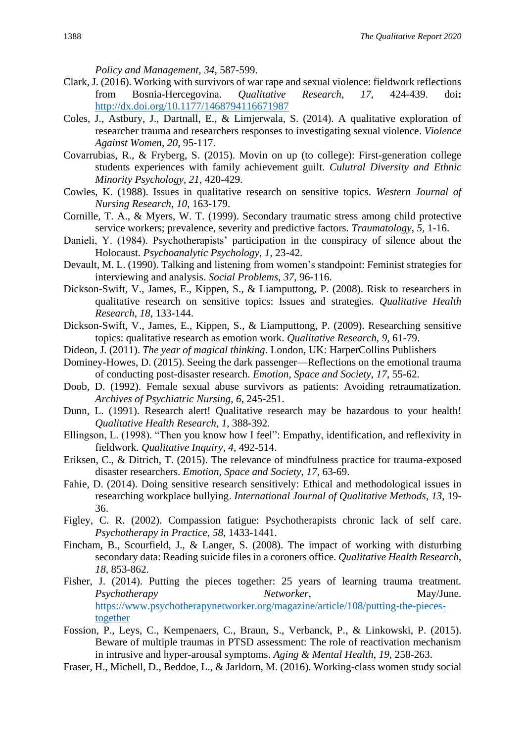*Policy and Management*, *34*, 587-599.

Clark, J. (2016). Working with survivors of war rape and sexual violence: fieldwork reflections from Bosnia-Hercegovina. *Qualitative Research*, *17*, 424-439. doi**:** http://dx.doi.org/10.1177/1468794116671987

Coles, J., Astbury, J., Dartnall, E., & Limjerwala, S. (2014). A qualitative exploration of researcher trauma and researchers responses to investigating sexual violence. *Violence Against Women*, *20*, 95-117.

Covarrubias, R., & Fryberg, S. (2015). Movin on up (to college): First-generation college students experiences with family achievement guilt. *Culutral Diversity and Ethnic Minority Psychology*, *21*, 420-429.

Cowles, K. (1988). Issues in qualitative research on sensitive topics. *Western Journal of Nursing Research*, *10*, 163-179.

Cornille, T. A., & Myers, W. T. (1999). Secondary traumatic stress among child protective service workers; prevalence, severity and predictive factors. *Traumatology*, *5,* 1-16.

Danieli, Y. (1984). Psychotherapists' participation in the conspiracy of silence about the Holocaust. *Psychoanalytic Psychology*, *1*, 23-42.

Devault, M. L. (1990). Talking and listening from women's standpoint: Feminist strategies for interviewing and analysis. *Social Problems*, *37*, 96-116.

Dickson-Swift, V., James, E., Kippen, S., & Liamputtong, P. (2008). Risk to researchers in qualitative research on sensitive topics: Issues and strategies. *Qualitative Health Research*, *18*, 133-144.

Dickson-Swift, V., James, E., Kippen, S., & Liamputtong, P. (2009). Researching sensitive topics: qualitative research as emotion work. *Qualitative Research*, *9,* 61-79.

Dideon, J. (2011). *The year of magical thinking*. London, UK: HarperCollins Publishers

Dominey-Howes, D. (2015). Seeing the dark passenger—Reflections on the emotional trauma of conducting post-disaster research. *Emotion, Space and Society*, *17,* 55-62.

Doob, D. (1992). Female sexual abuse survivors as patients: Avoiding retraumatization. *Archives of Psychiatric Nursing*, *6*, 245-251.

Dunn, L. (1991). Research alert! Qualitative research may be hazardous to your health! *Qualitative Health Research*, *1*, 388-392.

Ellingson, L. (1998). "Then you know how I feel": Empathy, identification, and reflexivity in fieldwork. *Qualitative Inquiry*, *4*, 492-514.

Eriksen, C., & Ditrich, T. (2015). The relevance of mindfulness practice for trauma-exposed disaster researchers. *Emotion, Space and Society*, *17,* 63-69.

Fahie, D. (2014). Doing sensitive research sensitively: Ethical and methodological issues in researching workplace bullying. *International Journal of Qualitative Methods*, *13,* 19-36.

Figley, C. R. (2002). Compassion fatigue: Psychotherapists chronic lack of self care. *Psychotherapy in Practice*, *58,* 1433-1441.

Fincham, B., Scourfield, J., & Langer, S. (2008). The impact of working with disturbing secondary data: Reading suicide files in a coroners office. *Qualitative Health Research*, *18*, 853-862.

Fisher, J. (2014). Putting the pieces together: 25 years of learning trauma treatment. *Psychotherapy Networker*, May/June. https://www.psychotherapynetworker.org/magazine/article/108/putting-the-pieces-together

Fossion, P., Leys, C., Kempenaers, C., Braun, S., Verbanck, P., & Linkowski, P. (2015). Beware of multiple traumas in PTSD assessment: The role of reactivation mechanism in intrusive and hyper-arousal symptoms. *Aging & Mental Health*, *19,* 258-263.

Fraser, H., Michell, D., Beddoe, L., & Jarldorn, M. (2016). Working-class women study social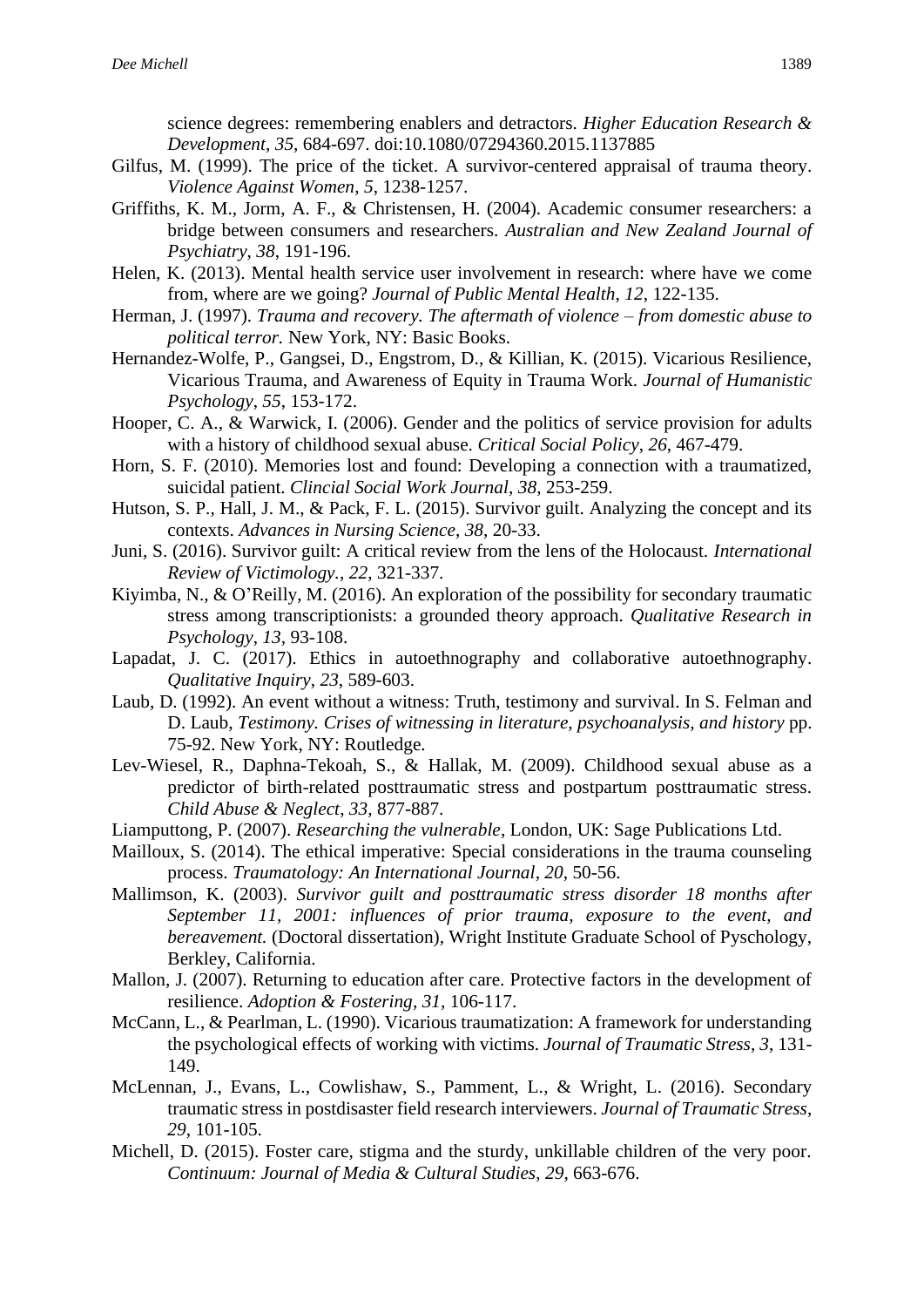science degrees: remembering enablers and detractors. *Higher Education Research & Development*, *35*, 684-697. doi:10.1080/07294360.2015.1137885

Gilfus, M. (1999). The price of the ticket. A survivor-centered appraisal of trauma theory. *Violence Against Women*, *5*, 1238-1257.

Griffiths, K. M., Jorm, A. F., & Christensen, H. (2004). Academic consumer researchers: a bridge between consumers and researchers. *Australian and New Zealand Journal of Psychiatry*, *38*, 191-196.

Helen, K. (2013). Mental health service user involvement in research: where have we come from, where are we going? *Journal of Public Mental Health*, *12*, 122-135.

Herman, J. (1997). *Trauma and recovery. The aftermath of violence – from domestic abuse to political terror.* New York, NY: Basic Books.

Hernandez-Wolfe, P., Gangsei, D., Engstrom, D., & Killian, K. (2015). Vicarious Resilience, Vicarious Trauma, and Awareness of Equity in Trauma Work. *Journal of Humanistic Psychology*, *55*, 153-172.

Hooper, C. A., & Warwick, I. (2006). Gender and the politics of service provision for adults with a history of childhood sexual abuse. *Critical Social Policy*, *26*, 467-479.

Horn, S. F. (2010). Memories lost and found: Developing a connection with a traumatized, suicidal patient. *Clincial Social Work Journal*, *38*, 253-259.

Hutson, S. P., Hall, J. M., & Pack, F. L. (2015). Survivor guilt. Analyzing the concept and its contexts. *Advances in Nursing Science*, *38*, 20-33.

Juni, S. (2016). Survivor guilt: A critical review from the lens of the Holocaust. *International Review of Victimology.*, *22*, 321-337.

Kiyimba, N., & O'Reilly, M. (2016). An exploration of the possibility for secondary traumatic stress among transcriptionists: a grounded theory approach. *Qualitative Research in Psychology*, *13*, 93-108.

Lapadat, J. C. (2017). Ethics in autoethnography and collaborative autoethnography. *Qualitative Inquiry*, *23*, 589-603.

Laub, D. (1992). An event without a witness: Truth, testimony and survival. In S. Felman and D. Laub, *Testimony. Crises of witnessing in literature, psychoanalysis, and history* pp. 75-92. New York, NY: Routledge.

Lev-Wiesel, R., Daphna-Tekoah, S., & Hallak, M. (2009). Childhood sexual abuse as a predictor of birth-related posttraumatic stress and postpartum posttraumatic stress. *Child Abuse & Neglect*, *33*, 877-887.

Liamputtong, P. (2007). *Researching the vulnerable*, London, UK: Sage Publications Ltd.

Mailloux, S. (2014). The ethical imperative: Special considerations in the trauma counseling process. *Traumatology: An International Journal*, *20*, 50-56.

Mallimson, K. (2003). *Survivor guilt and posttraumatic stress disorder 18 months after September 11, 2001: influences of prior trauma, exposure to the event, and bereavement.* (Doctoral dissertation), Wright Institute Graduate School of Pyschology, Berkley, California.

Mallon, J. (2007). Returning to education after care. Protective factors in the development of resilience. *Adoption & Fostering*, *31*, 106-117.

McCann, L., & Pearlman, L. (1990). Vicarious traumatization: A framework for understanding the psychological effects of working with victims. *Journal of Traumatic Stress*, *3*, 131-149.

McLennan, J., Evans, L., Cowlishaw, S., Pamment, L., & Wright, L. (2016). Secondary traumatic stress in postdisaster field research interviewers. *Journal of Traumatic Stress*, *29*, 101-105.

Michell, D. (2015). Foster care, stigma and the sturdy, unkillable children of the very poor. *Continuum: Journal of Media & Cultural Studies*, *29*, 663-676.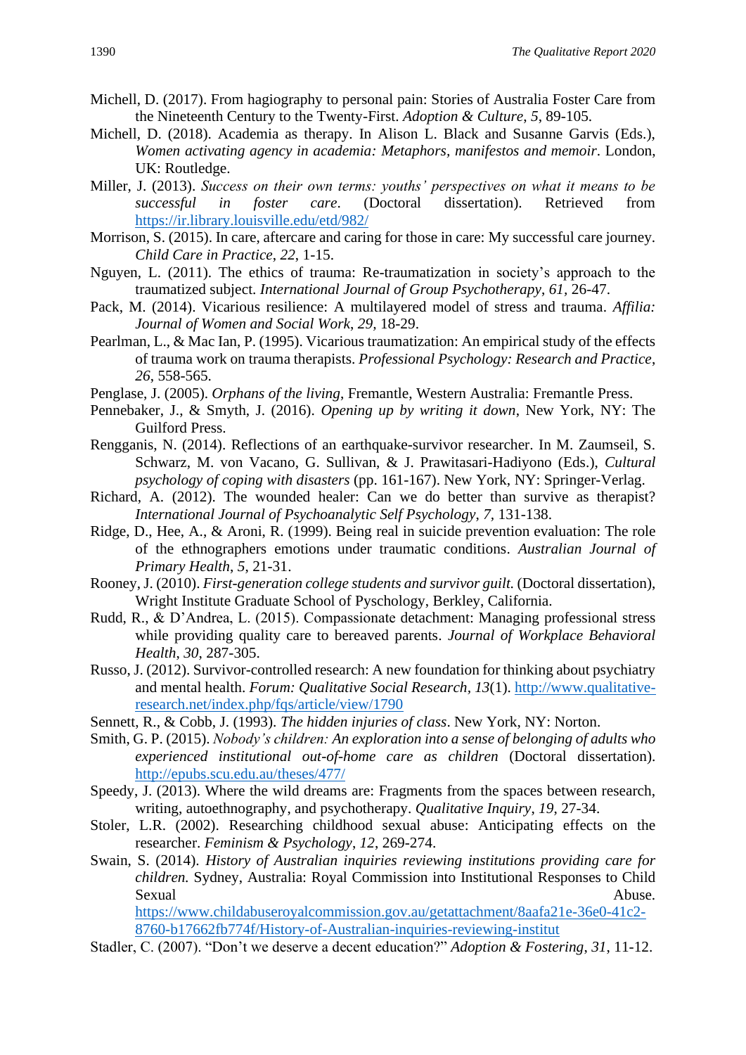Michell, D. (2017). From hagiography to personal pain: Stories of Australia Foster Care from the Nineteenth Century to the Twenty-First. *Adoption & Culture*, *5*, 89-105.

Michell, D. (2018). Academia as therapy. In Alison L. Black and Susanne Garvis (Eds.), *Women activating agency in academia: Metaphors, manifestos and memoir*. London, UK: Routledge.

Miller, J. (2013). *Success on their own terms: youths' perspectives on what it means to be successful in foster care*. (Doctoral dissertation). Retrieved from https://ir.library.louisville.edu/etd/982/

Morrison, S. (2015). In care, aftercare and caring for those in care: My successful care journey. *Child Care in Practice*, *22*, 1-15.

Nguyen, L. (2011). The ethics of trauma: Re-traumatization in society's approach to the traumatized subject. *International Journal of Group Psychotherapy*, *61*, 26-47.

Pack, M. (2014). Vicarious resilience: A multilayered model of stress and trauma. *Affilia: Journal of Women and Social Work*, *29*, 18-29.

Pearlman, L., & Mac Ian, P. (1995). Vicarious traumatization: An empirical study of the effects of trauma work on trauma therapists. *Professional Psychology: Research and Practice*, *26*, 558-565.

Penglase, J. (2005). *Orphans of the living*, Fremantle, Western Australia: Fremantle Press.

Pennebaker, J., & Smyth, J. (2016). *Opening up by writing it down*, New York, NY: The Guilford Press.

Rengganis, N. (2014). Reflections of an earthquake-survivor researcher. In M. Zaumseil, S. Schwarz, M. von Vacano, G. Sullivan, & J. Prawitasari-Hadiyono (Eds.), *Cultural psychology of coping with disasters* (pp. 161-167). New York, NY: Springer-Verlag.

Richard, A. (2012). The wounded healer: Can we do better than survive as therapist? *International Journal of Psychoanalytic Self Psychology*, *7*, 131-138.

Ridge, D., Hee, A., & Aroni, R. (1999). Being real in suicide prevention evaluation: The role of the ethnographers emotions under traumatic conditions. *Australian Journal of Primary Health*, *5*, 21-31.

Rooney, J. (2010). *First-generation college students and survivor guilt.* (Doctoral dissertation), Wright Institute Graduate School of Pyschology, Berkley, California.

Rudd, R., & D'Andrea, L. (2015). Compassionate detachment: Managing professional stress while providing quality care to bereaved parents. *Journal of Workplace Behavioral Health*, *30*, 287-305.

Russo, J. (2012). Survivor-controlled research: A new foundation for thinking about psychiatry and mental health. *Forum: Qualitative Social Research*, *13*(1). http://www.qualitative-research.net/index.php/fqs/article/view/1790

Sennett, R., & Cobb, J. (1993). *The hidden injuries of class*. New York, NY: Norton.

Smith, G. P. (2015). *Nobody's children: An exploration into a sense of belonging of adults who experienced institutional out-of-home care as children* (Doctoral dissertation). http://epubs.scu.edu.au/theses/477/

Speedy, J. (2013). Where the wild dreams are: Fragments from the spaces between research, writing, autoethnography, and psychotherapy. *Qualitative Inquiry*, *19*, 27-34.

Stoler, L.R. (2002). Researching childhood sexual abuse: Anticipating effects on the researcher. *Feminism & Psychology*, *12*, 269-274.

Swain, S. (2014). *History of Australian inquiries reviewing institutions providing care for children.* Sydney, Australia: Royal Commission into Institutional Responses to Child Sexual Abuse. https://www.childabuseroyalcommission.gov.au/getattachment/8aafa21e-36e0-41c2-8760-b17662fb774f/History-of-Australian-inquiries-reviewing-institut

Stadler, C. (2007). "Don't we deserve a decent education?" *Adoption & Fostering*, *31*, 11-12.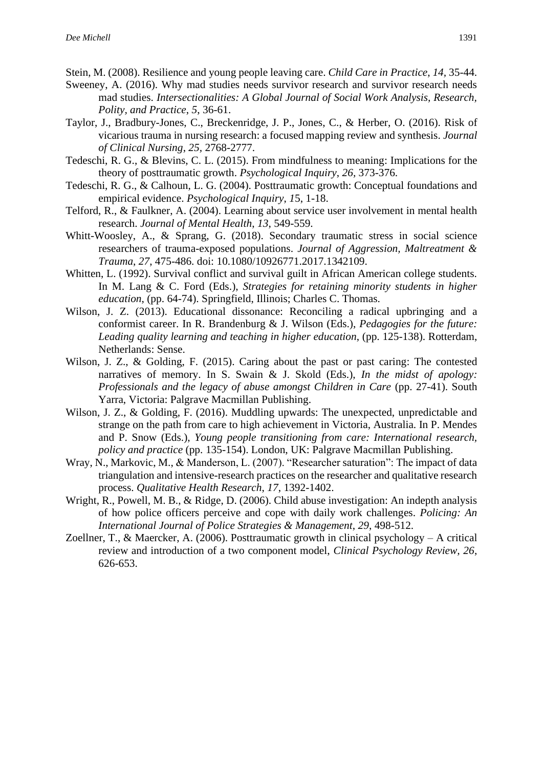Stein, M. (2008). Resilience and young people leaving care. *Child Care in Practice*, *14*, 35-44.

Sweeney, A. (2016). Why mad studies needs survivor research and survivor research needs mad studies. *Intersectionalities: A Global Journal of Social Work Analysis, Research, Polity, and Practice*, *5*, 36-61.

Taylor, J., Bradbury-Jones, C., Breckenridge, J. P., Jones, C., & Herber, O. (2016). Risk of vicarious trauma in nursing research: a focused mapping review and synthesis. *Journal of Clinical Nursing*, *25*, 2768-2777.

Tedeschi, R. G., & Blevins, C. L. (2015). From mindfulness to meaning: Implications for the theory of posttraumatic growth. *Psychological Inquiry*, *26*, 373-376.

Tedeschi, R. G., & Calhoun, L. G. (2004). Posttraumatic growth: Conceptual foundations and empirical evidence. *Psychological Inquiry*, *1*5, 1-18.

Telford, R., & Faulkner, A. (2004). Learning about service user involvement in mental health research. *Journal of Mental Health*, *13*, 549-559.

Whitt-Woosley, A., & Sprang, G. (2018). Secondary traumatic stress in social science researchers of trauma-exposed populations. *Journal of Aggression, Maltreatment & Trauma*, *27*, 475-486. doi: 10.1080/10926771.2017.1342109.

Whitten, L. (1992). Survival conflict and survival guilt in African American college students. In M. Lang & C. Ford (Eds.), *Strategies for retaining minority students in higher education*, (pp. 64-74). Springfield, Illinois; Charles C. Thomas.

Wilson, J. Z. (2013). Educational dissonance: Reconciling a radical upbringing and a conformist career. In R. Brandenburg & J. Wilson (Eds.), *Pedagogies for the future: Leading quality learning and teaching in higher education*, (pp. 125-138). Rotterdam, Netherlands: Sense.

Wilson, J. Z., & Golding, F. (2015). Caring about the past or past caring: The contested narratives of memory. In S. Swain & J. Skold (Eds.), *In the midst of apology: Professionals and the legacy of abuse amongst Children in Care* (pp. 27-41). South Yarra, Victoria: Palgrave Macmillan Publishing.

Wilson, J. Z., & Golding, F. (2016). Muddling upwards: The unexpected, unpredictable and strange on the path from care to high achievement in Victoria, Australia. In P. Mendes and P. Snow (Eds.), *Young people transitioning from care: International research, policy and practice* (pp. 135-154). London, UK: Palgrave Macmillan Publishing.

Wray, N., Markovic, M., & Manderson, L. (2007). "Researcher saturation": The impact of data triangulation and intensive-research practices on the researcher and qualitative research process. *Qualitative Health Research*, *17*, 1392-1402.

Wright, R., Powell, M. B., & Ridge, D. (2006). Child abuse investigation: An indepth analysis of how police officers perceive and cope with daily work challenges. *Policing: An International Journal of Police Strategies & Management*, *29*, 498-512.

Zoellner, T., & Maercker, A. (2006). Posttraumatic growth in clinical psychology – A critical review and introduction of a two component model, *Clinical Psychology Review*, *26*, 626-653.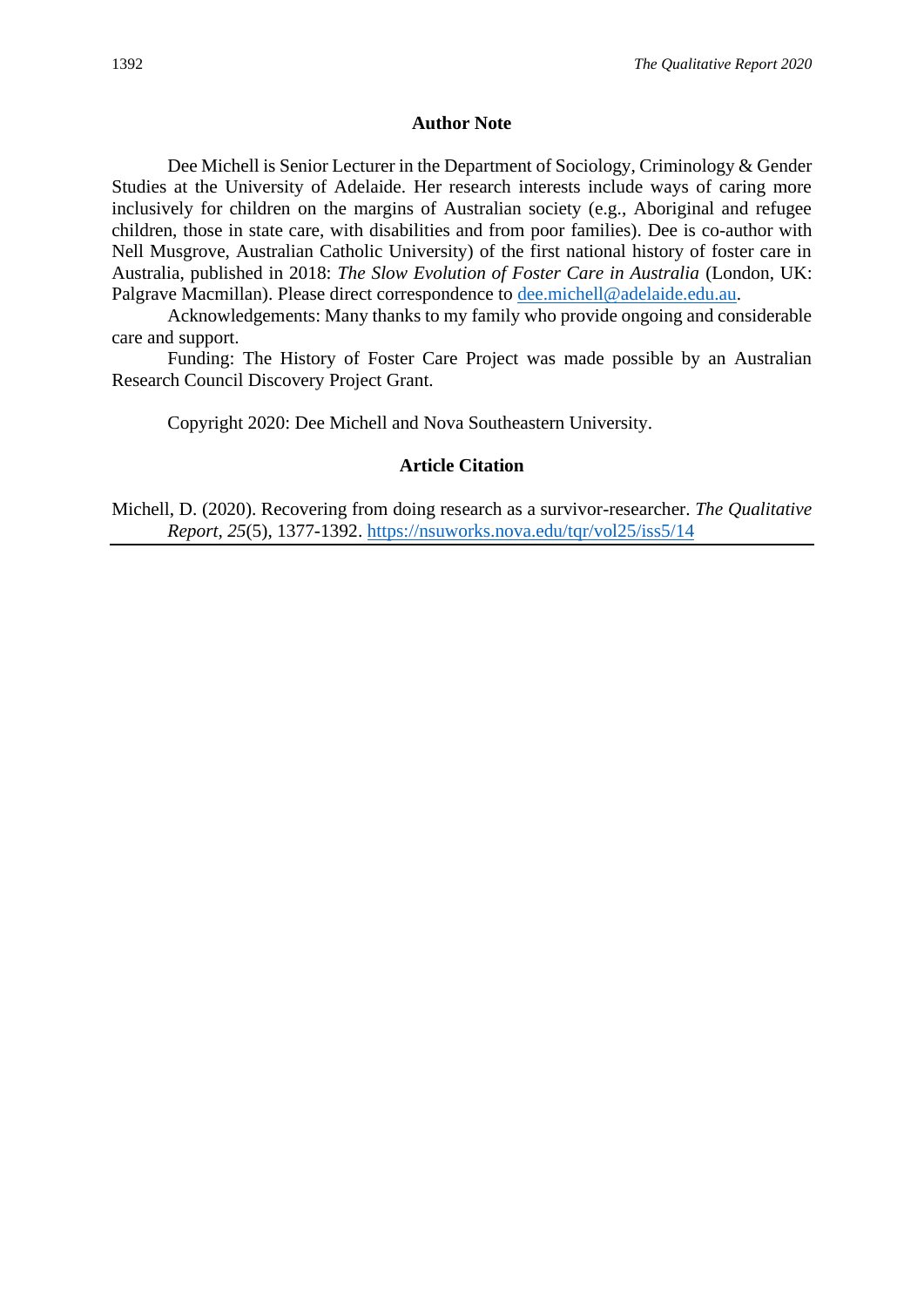## Author Note

Dee Michell is Senior Lecturer in the Department of Sociology, Criminology & Gender Studies at the University of Adelaide. Her research interests include ways of caring more inclusively for children on the margins of Australian society (e.g., Aboriginal and refugee children, those in state care, with disabilities and from poor families). Dee is co-author with Nell Musgrove, Australian Catholic University) of the first national history of foster care in Australia, published in 2018: *The Slow Evolution of Foster Care in Australia* (London, UK: Palgrave Macmillan). Please direct correspondence to dee.michell@adelaide.edu.au.

Acknowledgements: Many thanks to my family who provide ongoing and considerable care and support.

Funding: The History of Foster Care Project was made possible by an Australian Research Council Discovery Project Grant.

Copyright 2020: Dee Michell and Nova Southeastern University.

## Article Citation

Michell, D. (2020). Recovering from doing research as a survivor-researcher. *The Qualitative Report*, *25*(5), 1377-1392. https://nsuworks.nova.edu/tqr/vol25/iss5/14